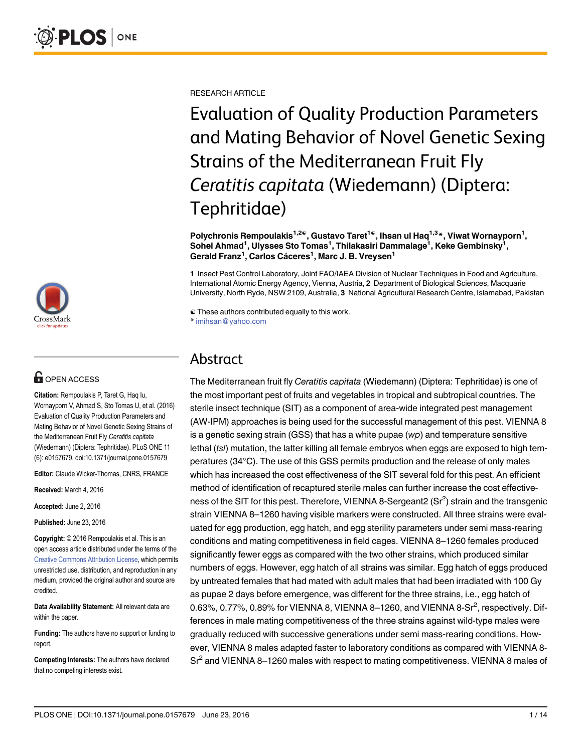RESEARCH ARTICLE

# Evaluation of Quality Production Parameters and Mating Behavior of Novel Genetic Sexing Strains of the Mediterranean Fruit Fly *Ceratitis capitata* (Wiedemann) (Diptera: Tephritidae)

**Polychronis Rempoulakis[1,2☯], Gustavo Taret[1☯], Ihsan ul Haq[1,3]*, Viwat Wornayporn[1], Sohel Ahmad[1], Ulysses Sto Tomas[1], Thilakasiri Dammalage[1], Keke Gembinsky[1], Gerald Franz[1], Carlos Cáceres[1], Marc J. B. Vreysen[1]**

**1** Insect Pest Control Laboratory, Joint FAO/IAEA Division of Nuclear Techniques in Food and Agriculture, International Atomic Energy Agency, Vienna, Austria, **2** Department of Biological Sciences, Macquarie University, North Ryde, NSW 2109, Australia, **3** National Agricultural Research Centre, Islamabad, Pakistan

☯ These authors contributed equally to this work.
* imihsan@yahoo.com

OPEN ACCESS

**Citation:** Rempoulakis P, Taret G, Haq Iu, Wornayporn V, Ahmad S, Sto Tomas U, et al. (2016) Evaluation of Quality Production Parameters and Mating Behavior of Novel Genetic Sexing Strains of the Mediterranean Fruit Fly *Ceratitis capitata* (Wiedemann) (Diptera: Tephritidae). PLoS ONE 11 (6): e0157679. doi:10.1371/journal.pone.0157679

**Editor:** Claude Wicker-Thomas, CNRS, FRANCE

**Received:** March 4, 2016

**Accepted:** June 2, 2016

**Published:** June 23, 2016

**Copyright:** © 2016 Rempoulakis et al. This is an open access article distributed under the terms of the Creative Commons Attribution License, which permits unrestricted use, distribution, and reproduction in any medium, provided the original author and source are credited.

**Data Availability Statement:** All relevant data are within the paper.

**Funding:** The authors have no support or funding to report.

**Competing Interests:** The authors have declared that no competing interests exist.

## Abstract

The Mediterranean fruit fly *Ceratitis capitata* (Wiedemann) (Diptera: Tephritidae) is one of the most important pest of fruits and vegetables in tropical and subtropical countries. The sterile insect technique (SIT) as a component of area-wide integrated pest management (AW-IPM) approaches is being used for the successful management of this pest. VIENNA 8 is a genetic sexing strain (GSS) that has a white pupae (*wp*) and temperature sensitive lethal (*tsl*) mutation, the latter killing all female embryos when eggs are exposed to high temperatures (34°C). The use of this GSS permits production and the release of only males which has increased the cost effectiveness of the SIT several fold for this pest. An efficient method of identification of recaptured sterile males can further increase the cost effectiveness of the SIT for this pest. Therefore, VIENNA 8-Sergeant2 ($Sr^2$) strain and the transgenic strain VIENNA 8–1260 having visible markers were constructed. All three strains were evaluated for egg production, egg hatch, and egg sterility parameters under semi mass-rearing conditions and mating competitiveness in field cages. VIENNA 8–1260 females produced significantly fewer eggs as compared with the two other strains, which produced similar numbers of eggs. However, egg hatch of all strains was similar. Egg hatch of eggs produced by untreated females that had mated with adult males that had been irradiated with 100 Gy as pupae 2 days before emergence, was different for the three strains, i.e., egg hatch of 0.63%, 0.77%, 0.89% for VIENNA 8, VIENNA 8–1260, and VIENNA 8-$Sr^2$, respectively. Differences in male mating competitiveness of the three strains against wild-type males were gradually reduced with successive generations under semi mass-rearing conditions. However, VIENNA 8 males adapted faster to laboratory conditions as compared with VIENNA 8-$Sr^2$ and VIENNA 8–1260 males with respect to mating competitiveness. VIENNA 8 males of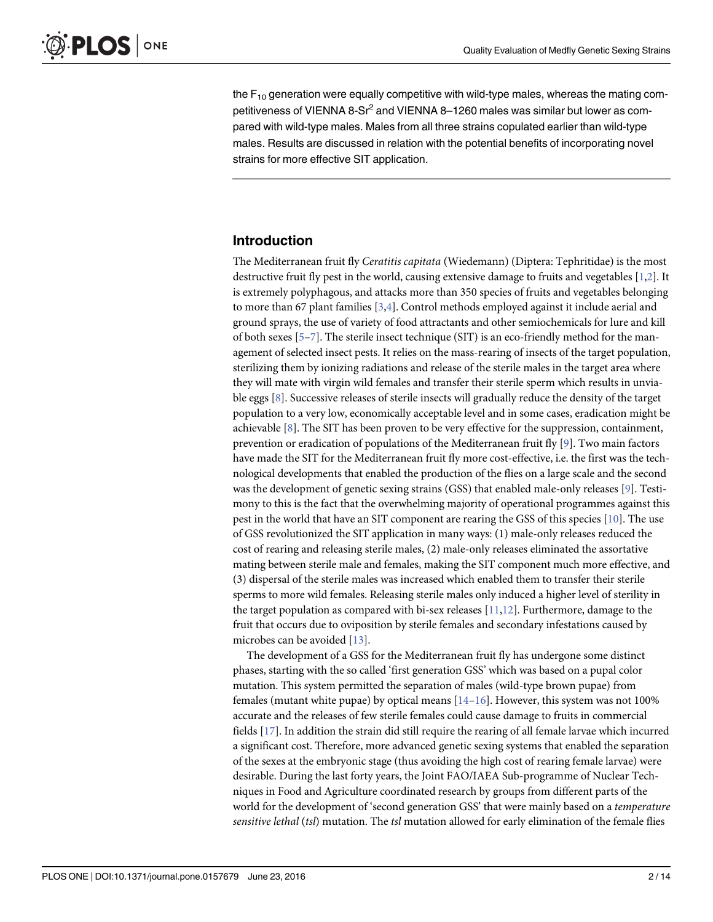the $F_{10}$ generation were equally competitive with wild-type males, whereas the mating competitiveness of VIENNA 8-Sr$^2$ and VIENNA 8–1260 males was similar but lower as compared with wild-type males. Males from all three strains copulated earlier than wild-type males. Results are discussed in relation with the potential benefits of incorporating novel strains for more effective SIT application.

## Introduction

The Mediterranean fruit fly *Ceratitis capitata* (Wiedemann) (Diptera: Tephritidae) is the most destructive fruit fly pest in the world, causing extensive damage to fruits and vegetables [1,2]. It is extremely polyphagous, and attacks more than 350 species of fruits and vegetables belonging to more than 67 plant families [3,4]. Control methods employed against it include aerial and ground sprays, the use of variety of food attractants and other semiochemicals for lure and kill of both sexes [5–7]. The sterile insect technique (SIT) is an eco-friendly method for the management of selected insect pests. It relies on the mass-rearing of insects of the target population, sterilizing them by ionizing radiations and release of the sterile males in the target area where they will mate with virgin wild females and transfer their sterile sperm which results in unviable eggs [8]. Successive releases of sterile insects will gradually reduce the density of the target population to a very low, economically acceptable level and in some cases, eradication might be achievable [8]. The SIT has been proven to be very effective for the suppression, containment, prevention or eradication of populations of the Mediterranean fruit fly [9]. Two main factors have made the SIT for the Mediterranean fruit fly more cost-effective, i.e. the first was the technological developments that enabled the production of the flies on a large scale and the second was the development of genetic sexing strains (GSS) that enabled male-only releases [9]. Testimony to this is the fact that the overwhelming majority of operational programmes against this pest in the world that have an SIT component are rearing the GSS of this species [10]. The use of GSS revolutionized the SIT application in many ways: (1) male-only releases reduced the cost of rearing and releasing sterile males, (2) male-only releases eliminated the assortative mating between sterile male and females, making the SIT component much more effective, and (3) dispersal of the sterile males was increased which enabled them to transfer their sterile sperms to more wild females. Releasing sterile males only induced a higher level of sterility in the target population as compared with bi-sex releases [11,12]. Furthermore, damage to the fruit that occurs due to oviposition by sterile females and secondary infestations caused by microbes can be avoided [13].

The development of a GSS for the Mediterranean fruit fly has undergone some distinct phases, starting with the so called 'first generation GSS' which was based on a pupal color mutation. This system permitted the separation of males (wild-type brown pupae) from females (mutant white pupae) by optical means [14–16]. However, this system was not 100% accurate and the releases of few sterile females could cause damage to fruits in commercial fields [17]. In addition the strain did still require the rearing of all female larvae which incurred a significant cost. Therefore, more advanced genetic sexing systems that enabled the separation of the sexes at the embryonic stage (thus avoiding the high cost of rearing female larvae) were desirable. During the last forty years, the Joint FAO/IAEA Sub-programme of Nuclear Techniques in Food and Agriculture coordinated research by groups from different parts of the world for the development of 'second generation GSS' that were mainly based on a *temperature sensitive lethal* (*tsl*) mutation. The *tsl* mutation allowed for early elimination of the female flies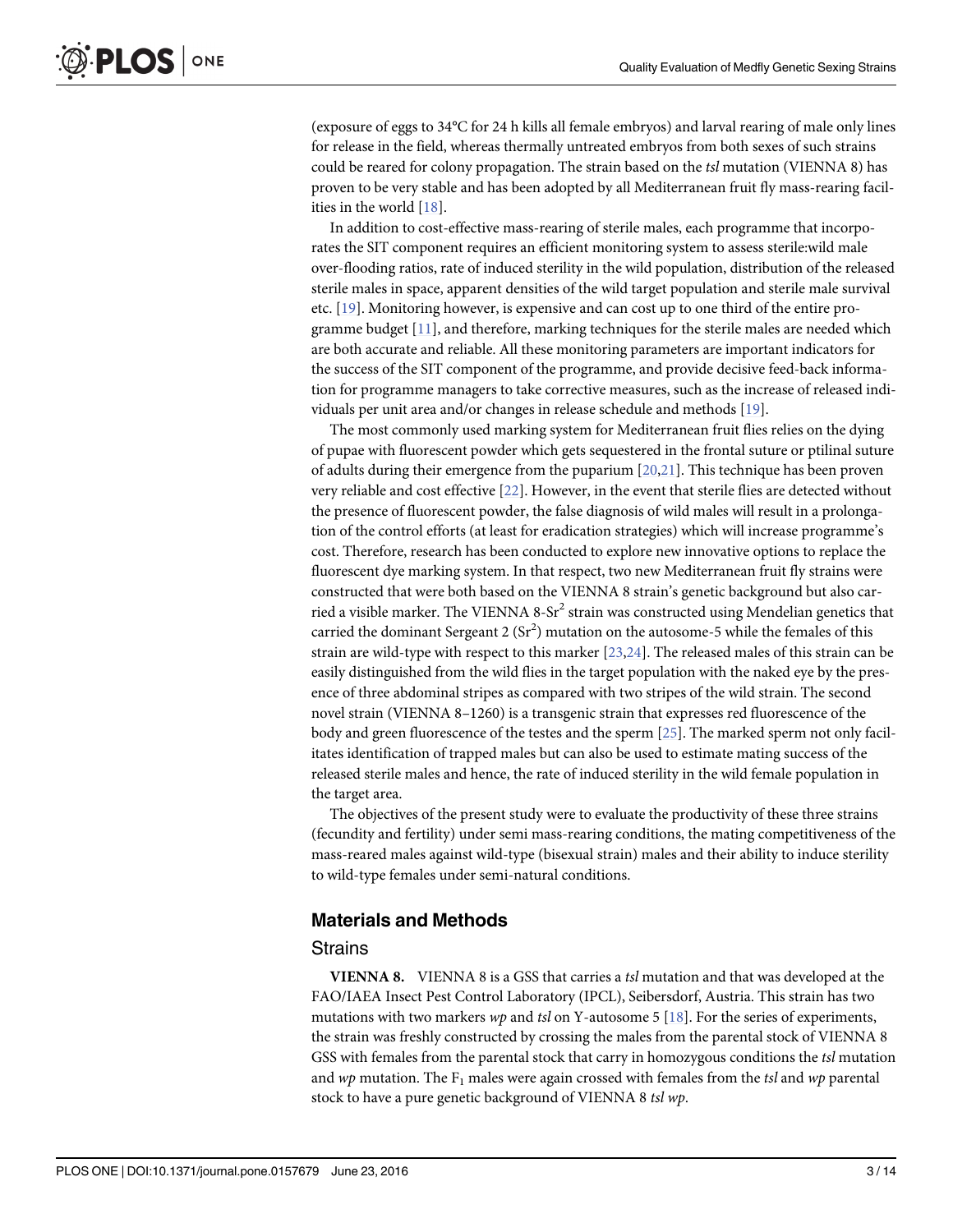(exposure of eggs to 34°C for 24 h kills all female embryos) and larval rearing of male only lines for release in the field, whereas thermally untreated embryos from both sexes of such strains could be reared for colony propagation. The strain based on the *tsl* mutation (VIENNA 8) has proven to be very stable and has been adopted by all Mediterranean fruit fly mass-rearing facilities in the world [18].

In addition to cost-effective mass-rearing of sterile males, each programme that incorporates the SIT component requires an efficient monitoring system to assess sterile:wild male over-flooding ratios, rate of induced sterility in the wild population, distribution of the released sterile males in space, apparent densities of the wild target population and sterile male survival etc. [19]. Monitoring however, is expensive and can cost up to one third of the entire programme budget [11], and therefore, marking techniques for the sterile males are needed which are both accurate and reliable. All these monitoring parameters are important indicators for the success of the SIT component of the programme, and provide decisive feed-back information for programme managers to take corrective measures, such as the increase of released individuals per unit area and/or changes in release schedule and methods [19].

The most commonly used marking system for Mediterranean fruit flies relies on the dying of pupae with fluorescent powder which gets sequestered in the frontal suture or ptilinal suture of adults during their emergence from the puparium [20,21]. This technique has been proven very reliable and cost effective [22]. However, in the event that sterile flies are detected without the presence of fluorescent powder, the false diagnosis of wild males will result in a prolongation of the control efforts (at least for eradication strategies) which will increase programme's cost. Therefore, research has been conducted to explore new innovative options to replace the fluorescent dye marking system. In that respect, two new Mediterranean fruit fly strains were constructed that were both based on the VIENNA 8 strain's genetic background but also carried a visible marker. The VIENNA 8-$Sr^2$ strain was constructed using Mendelian genetics that carried the dominant Sergeant 2 ($Sr^2$) mutation on the autosome-5 while the females of this strain are wild-type with respect to this marker [23,24]. The released males of this strain can be easily distinguished from the wild flies in the target population with the naked eye by the presence of three abdominal stripes as compared with two stripes of the wild strain. The second novel strain (VIENNA 8–1260) is a transgenic strain that expresses red fluorescence of the body and green fluorescence of the testes and the sperm [25]. The marked sperm not only facilitates identification of trapped males but can also be used to estimate mating success of the released sterile males and hence, the rate of induced sterility in the wild female population in the target area.

The objectives of the present study were to evaluate the productivity of these three strains (fecundity and fertility) under semi mass-rearing conditions, the mating competitiveness of the mass-reared males against wild-type (bisexual strain) males and their ability to induce sterility to wild-type females under semi-natural conditions.

## Materials and Methods

### Strains

**VIENNA 8.** VIENNA 8 is a GSS that carries a *tsl* mutation and that was developed at the FAO/IAEA Insect Pest Control Laboratory (IPCL), Seibersdorf, Austria. This strain has two mutations with two markers *wp* and *tsl* on Y-autosome 5 [18]. For the series of experiments, the strain was freshly constructed by crossing the males from the parental stock of VIENNA 8 GSS with females from the parental stock that carry in homozygous conditions the *tsl* mutation and *wp* mutation. The $F_1$ males were again crossed with females from the *tsl* and *wp* parental stock to have a pure genetic background of VIENNA 8 *tsl wp*.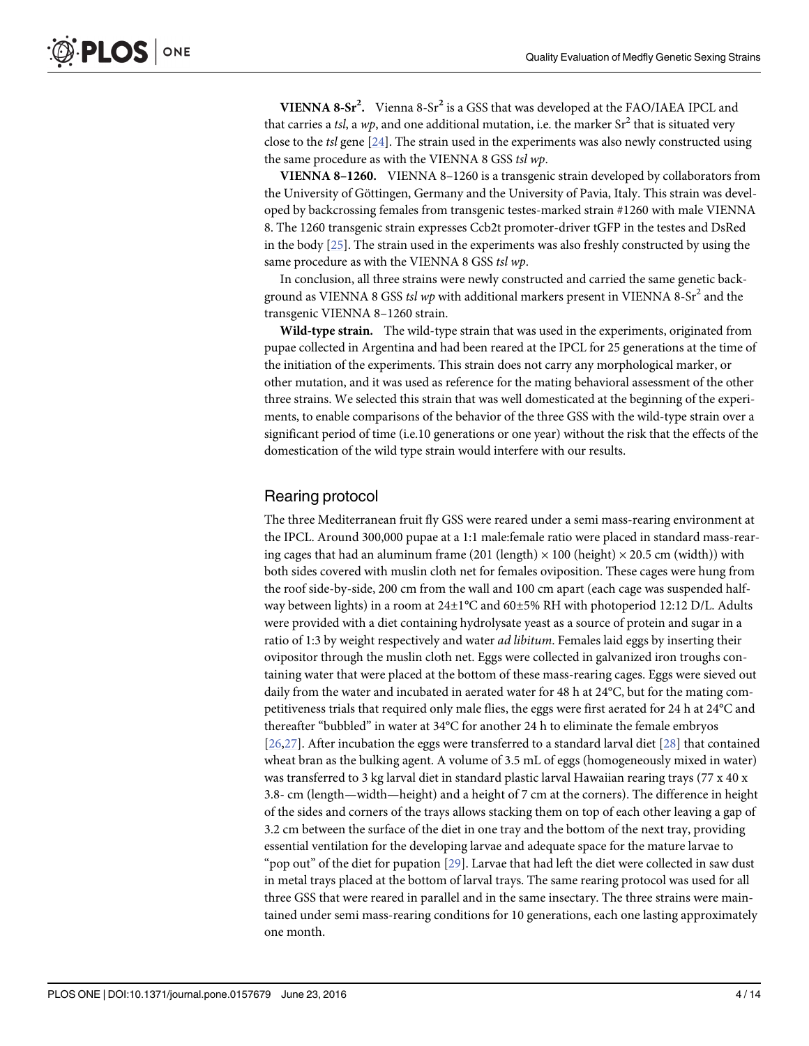**VIENNA 8-Sr$^2$.** Vienna 8-Sr$^2$ is a GSS that was developed at the FAO/IAEA IPCL and that carries a *tsl*, a *wp*, and one additional mutation, i.e. the marker Sr$^2$ that is situated very close to the *tsl* gene [24]. The strain used in the experiments was also newly constructed using the same procedure as with the VIENNA 8 GSS *tsl wp*.

**VIENNA 8–1260.** VIENNA 8–1260 is a transgenic strain developed by collaborators from the University of Göttingen, Germany and the University of Pavia, Italy. This strain was developed by backcrossing females from transgenic testes-marked strain #1260 with male VIENNA 8. The 1260 transgenic strain expresses Ccb2t promoter-driver tGFP in the testes and DsRed in the body [25]. The strain used in the experiments was also freshly constructed by using the same procedure as with the VIENNA 8 GSS *tsl wp*.

In conclusion, all three strains were newly constructed and carried the same genetic background as VIENNA 8 GSS *tsl wp* with additional markers present in VIENNA 8-Sr$^2$ and the transgenic VIENNA 8–1260 strain.

**Wild-type strain.** The wild-type strain that was used in the experiments, originated from pupae collected in Argentina and had been reared at the IPCL for 25 generations at the time of the initiation of the experiments. This strain does not carry any morphological marker, or other mutation, and it was used as reference for the mating behavioral assessment of the other three strains. We selected this strain that was well domesticated at the beginning of the experiments, to enable comparisons of the behavior of the three GSS with the wild-type strain over a significant period of time (i.e.10 generations or one year) without the risk that the effects of the domestication of the wild type strain would interfere with our results.

## Rearing protocol

The three Mediterranean fruit fly GSS were reared under a semi mass-rearing environment at the IPCL. Around 300,000 pupae at a 1:1 male:female ratio were placed in standard mass-rearing cages that had an aluminum frame (201 (length) × 100 (height) × 20.5 cm (width)) with both sides covered with muslin cloth net for females oviposition. These cages were hung from the roof side-by-side, 200 cm from the wall and 100 cm apart (each cage was suspended halfway between lights) in a room at 24±1°C and 60±5% RH with photoperiod 12:12 D/L. Adults were provided with a diet containing hydrolysate yeast as a source of protein and sugar in a ratio of 1:3 by weight respectively and water *ad libitum*. Females laid eggs by inserting their ovipositor through the muslin cloth net. Eggs were collected in galvanized iron troughs containing water that were placed at the bottom of these mass-rearing cages. Eggs were sieved out daily from the water and incubated in aerated water for 48 h at 24°C, but for the mating competitiveness trials that required only male flies, the eggs were first aerated for 24 h at 24°C and thereafter "bubbled" in water at 34°C for another 24 h to eliminate the female embryos [26,27]. After incubation the eggs were transferred to a standard larval diet [28] that contained wheat bran as the bulking agent. A volume of 3.5 mL of eggs (homogeneously mixed in water) was transferred to 3 kg larval diet in standard plastic larval Hawaiian rearing trays (77 x 40 x 3.8- cm (length—width—height) and a height of 7 cm at the corners). The difference in height of the sides and corners of the trays allows stacking them on top of each other leaving a gap of 3.2 cm between the surface of the diet in one tray and the bottom of the next tray, providing essential ventilation for the developing larvae and adequate space for the mature larvae to "pop out" of the diet for pupation [29]. Larvae that had left the diet were collected in saw dust in metal trays placed at the bottom of larval trays. The same rearing protocol was used for all three GSS that were reared in parallel and in the same insectary. The three strains were maintained under semi mass-rearing conditions for 10 generations, each one lasting approximately one month.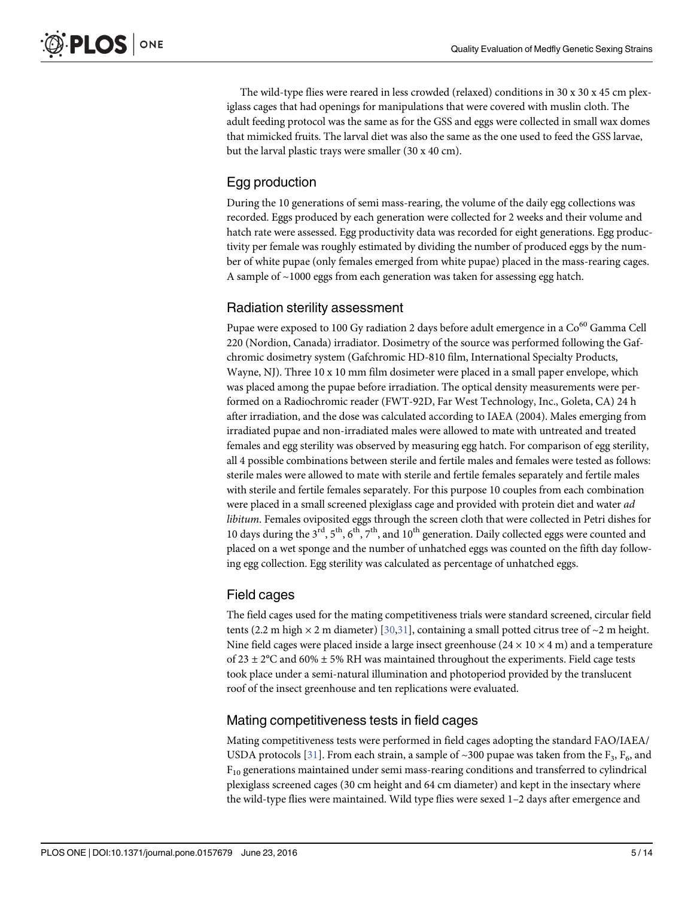The wild-type flies were reared in less crowded (relaxed) conditions in 30 x 30 x 45 cm plexiglass cages that had openings for manipulations that were covered with muslin cloth. The adult feeding protocol was the same as for the GSS and eggs were collected in small wax domes that mimicked fruits. The larval diet was also the same as the one used to feed the GSS larvae, but the larval plastic trays were smaller (30 x 40 cm).

## Egg production

During the 10 generations of semi mass-rearing, the volume of the daily egg collections was recorded. Eggs produced by each generation were collected for 2 weeks and their volume and hatch rate were assessed. Egg productivity data was recorded for eight generations. Egg productivity per female was roughly estimated by dividing the number of produced eggs by the number of white pupae (only females emerged from white pupae) placed in the mass-rearing cages. A sample of ~1000 eggs from each generation was taken for assessing egg hatch.

## Radiation sterility assessment

Pupae were exposed to 100 Gy radiation 2 days before adult emergence in a $Co^{60}$ Gamma Cell 220 (Nordion, Canada) irradiator. Dosimetry of the source was performed following the Gafchromic dosimetry system (Gafchromic HD-810 film, International Specialty Products, Wayne, NJ). Three 10 x 10 mm film dosimeter were placed in a small paper envelope, which was placed among the pupae before irradiation. The optical density measurements were performed on a Radiochromic reader (FWT-92D, Far West Technology, Inc., Goleta, CA) 24 h after irradiation, and the dose was calculated according to IAEA (2004). Males emerging from irradiated pupae and non-irradiated males were allowed to mate with untreated and treated females and egg sterility was observed by measuring egg hatch. For comparison of egg sterility, all 4 possible combinations between sterile and fertile males and females were tested as follows: sterile males were allowed to mate with sterile and fertile females separately and fertile males with sterile and fertile females separately. For this purpose 10 couples from each combination were placed in a small screened plexiglass cage and provided with protein diet and water *ad libitum*. Females oviposited eggs through the screen cloth that were collected in Petri dishes for 10 days during the 3$^{rd}$, 5$^{th}$, 6$^{th}$, 7$^{th}$, and 10$^{th}$ generation. Daily collected eggs were counted and placed on a wet sponge and the number of unhatched eggs was counted on the fifth day following egg collection. Egg sterility was calculated as percentage of unhatched eggs.

## Field cages

The field cages used for the mating competitiveness trials were standard screened, circular field tents (2.2 m high × 2 m diameter) [30,31], containing a small potted citrus tree of ~2 m height. Nine field cages were placed inside a large insect greenhouse (24 × 10 × 4 m) and a temperature of 23 ± 2°C and 60% ± 5% RH was maintained throughout the experiments. Field cage tests took place under a semi-natural illumination and photoperiod provided by the translucent roof of the insect greenhouse and ten replications were evaluated.

## Mating competitiveness tests in field cages

Mating competitiveness tests were performed in field cages adopting the standard FAO/IAEA/USDA protocols [31]. From each strain, a sample of ~300 pupae was taken from the $F_3$, $F_6$, and $F_{10}$ generations maintained under semi mass-rearing conditions and transferred to cylindrical plexiglass screened cages (30 cm height and 64 cm diameter) and kept in the insectary where the wild-type flies were maintained. Wild type flies were sexed 1–2 days after emergence and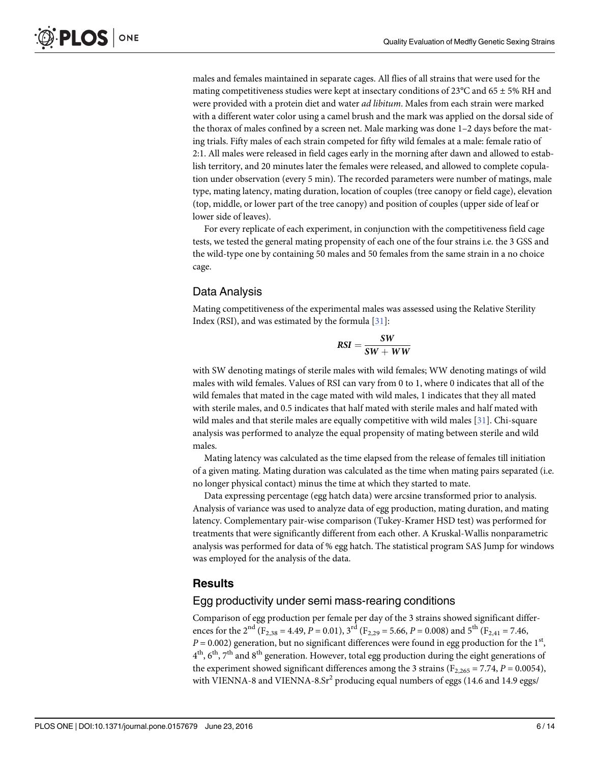males and females maintained in separate cages. All flies of all strains that were used for the mating competitiveness studies were kept at insectary conditions of 23°C and 65 ± 5% RH and were provided with a protein diet and water *ad libitum*. Males from each strain were marked with a different water color using a camel brush and the mark was applied on the dorsal side of the thorax of males confined by a screen net. Male marking was done 1–2 days before the mating trials. Fifty males of each strain competed for fifty wild females at a male: female ratio of 2:1. All males were released in field cages early in the morning after dawn and allowed to establish territory, and 20 minutes later the females were released, and allowed to complete copulation under observation (every 5 min). The recorded parameters were number of matings, male type, mating latency, mating duration, location of couples (tree canopy or field cage), elevation (top, middle, or lower part of the tree canopy) and position of couples (upper side of leaf or lower side of leaves).

For every replicate of each experiment, in conjunction with the competitiveness field cage tests, we tested the general mating propensity of each one of the four strains i.e. the 3 GSS and the wild-type one by containing 50 males and 50 females from the same strain in a no choice cage.

## Data Analysis

Mating competitiveness of the experimental males was assessed using the Relative Sterility Index (RSI), and was estimated by the formula [31]:

$$RSI = \frac{SW}{SW + WW}$$

with SW denoting matings of sterile males with wild females; WW denoting matings of wild males with wild females. Values of RSI can vary from 0 to 1, where 0 indicates that all of the wild females that mated in the cage mated with wild males, 1 indicates that they all mated with sterile males, and 0.5 indicates that half mated with sterile males and half mated with wild males and that sterile males are equally competitive with wild males [31]. Chi-square analysis was performed to analyze the equal propensity of mating between sterile and wild males.

Mating latency was calculated as the time elapsed from the release of females till initiation of a given mating. Mating duration was calculated as the time when mating pairs separated (i.e. no longer physical contact) minus the time at which they started to mate.

Data expressing percentage (egg hatch data) were arcsine transformed prior to analysis. Analysis of variance was used to analyze data of egg production, mating duration, and mating latency. Complementary pair-wise comparison (Tukey-Kramer HSD test) was performed for treatments that were significantly different from each other. A Kruskal-Wallis nonparametric analysis was performed for data of % egg hatch. The statistical program SAS Jump for windows was employed for the analysis of the data.

# Results

## Egg productivity under semi mass-rearing conditions

Comparison of egg production per female per day of the 3 strains showed significant differences for the 2[nd] ($F_{2,38} = 4.49$, $P = 0.01$), 3[rd] ($F_{2,29} = 5.66$, $P = 0.008$) and 5[th] ($F_{2,41} = 7.46$, $P = 0.002$) generation, but no significant differences were found in egg production for the 1[st], 4[th], 6[th], 7[th] and 8[th] generation. However, total egg production during the eight generations of the experiment showed significant differences among the 3 strains ($F_{2,265} = 7.74$, $P = 0.0054$), with VIENNA-8 and VIENNA-8.$Sr^2$ producing equal numbers of eggs (14.6 and 14.9 eggs/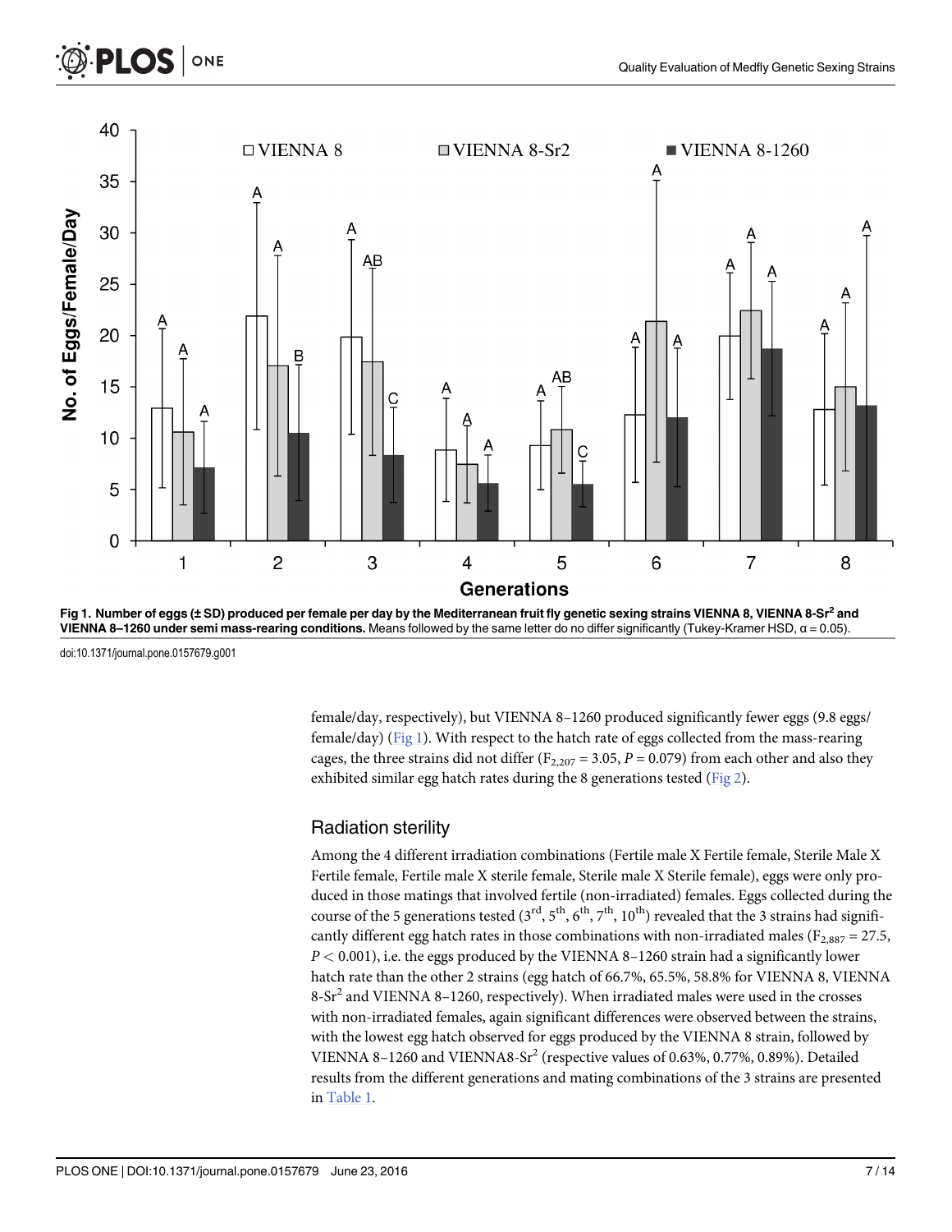Fig 1. Number of eggs (± SD) produced per female per day by the Mediterranean fruit fly genetic sexing strains VIENNA 8, VIENNA 8-Sr[2] and VIENNA 8–1260 under semi mass-rearing conditions. Means followed by the same letter do no differ significantly (Tukey-Kramer HSD, α = 0.05).

doi:10.1371/journal.pone.0157679.g001

female/day, respectively), but VIENNA 8–1260 produced significantly fewer eggs (9.8 eggs/female/day) (Fig 1). With respect to the hatch rate of eggs collected from the mass-rearing cages, the three strains did not differ ($F_{2,207} = 3.05$, $P = 0.079$) from each other and also they exhibited similar egg hatch rates during the 8 generations tested (Fig 2).

## Radiation sterility

Among the 4 different irradiation combinations (Fertile male X Fertile female, Sterile Male X Fertile female, Fertile male X sterile female, Sterile male X Sterile female), eggs were only produced in those matings that involved fertile (non-irradiated) females. Eggs collected during the course of the 5 generations tested ($3^{rd}$, $5^{th}$, $6^{th}$, $7^{th}$, $10^{th}$) revealed that the 3 strains had significantly different egg hatch rates in those combinations with non-irradiated males ($F_{2,887} = 27.5$, $P < 0.001$), i.e. the eggs produced by the VIENNA 8–1260 strain had a significantly lower hatch rate than the other 2 strains (egg hatch of 66.7%, 65.5%, 58.8% for VIENNA 8, VIENNA 8-Sr[2] and VIENNA 8–1260, respectively). When irradiated males were used in the crosses with non-irradiated females, again significant differences were observed between the strains, with the lowest egg hatch observed for eggs produced by the VIENNA 8 strain, followed by VIENNA 8–1260 and VIENNA8-Sr[2] (respective values of 0.63%, 0.77%, 0.89%). Detailed results from the different generations and mating combinations of the 3 strains are presented in Table 1.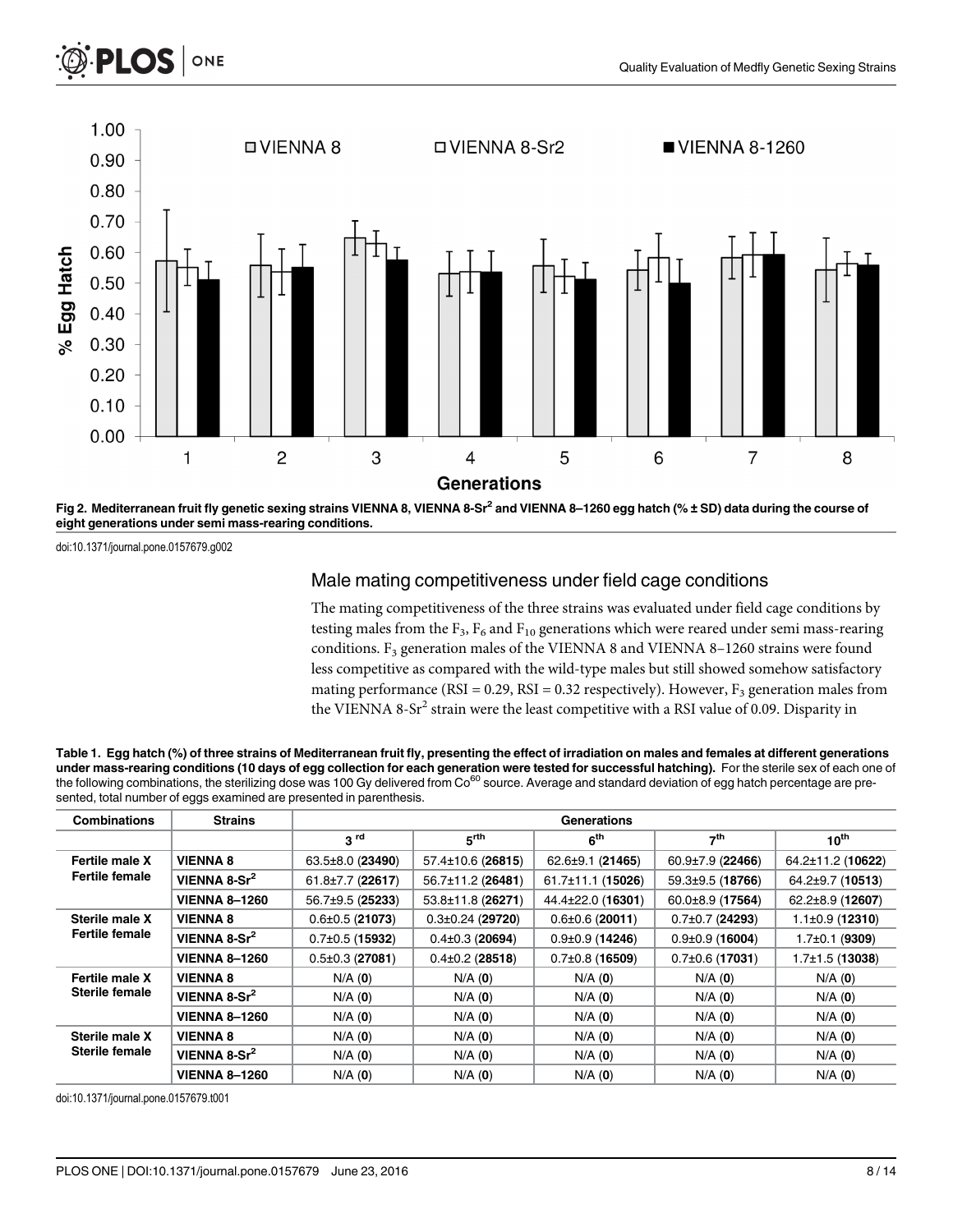Fig 2. Mediterranean fruit fly genetic sexing strains VIENNA 8, VIENNA 8-Sr$^2$ and VIENNA 8–1260 egg hatch (% ± SD) data during the course of eight generations under semi mass-rearing conditions.

doi:10.1371/journal.pone.0157679.g002

## Male mating competitiveness under field cage conditions

The mating competitiveness of the three strains was evaluated under field cage conditions by testing males from the $F_3$, $F_6$ and $F_{10}$ generations which were reared under semi mass-rearing conditions. $F_3$ generation males of the VIENNA 8 and VIENNA 8–1260 strains were found less competitive as compared with the wild-type males but still showed somehow satisfactory mating performance (RSI = 0.29, RSI = 0.32 respectively). However, $F_3$ generation males from the VIENNA 8-Sr$^2$ strain were the least competitive with a RSI value of 0.09. Disparity in

**Table 1. Egg hatch (%) of three strains of Mediterranean fruit fly, presenting the effect of irradiation on males and females at different generations under mass-rearing conditions (10 days of egg collection for each generation were tested for successful hatching).** For the sterile sex of each one of the following combinations, the sterilizing dose was 100 Gy delivered from Co$^{60}$ source. Average and standard deviation of egg hatch percentage are presented, total number of eggs examined are presented in parenthesis.

| Combinations | Strains | Generations | | | | |
|---|---|---|---|---|---|---|
| | | 3 rd | 5rth | 6th | 7th | 10th |
| Fertile male X Fertile female | VIENNA 8 | 63.5±8.0 (**23490**) | 57.4±10.6 (**26815**) | 62.6±9.1 (**21465**) | 60.9±7.9 (**22466**) | 64.2±11.2 (**10622**) |
| | VIENNA 8-Sr$^2$ | 61.8±7.7 (**22617**) | 56.7±11.2 (**26481**) | 61.7±11.1 (**15026**) | 59.3±9.5 (**18766**) | 64.2±9.7 (**10513**) |
| | VIENNA 8–1260 | 56.7±9.5 (**25233**) | 53.8±11.8 (**26271**) | 44.4±22.0 (**16301**) | 60.0±8.9 (**17564**) | 62.2±8.9 (**12607**) |
| Sterile male X Fertile female | VIENNA 8 | 0.6±0.5 (**21073**) | 0.3±0.24 (**29720**) | 0.6±0.6 (**20011**) | 0.7±0.7 (**24293**) | 1.1±0.9 (**12310**) |
| | VIENNA 8-Sr$^2$ | 0.7±0.5 (**15932**) | 0.4±0.3 (**20694**) | 0.9±0.9 (**14246**) | 0.9±0.9 (**16004**) | 1.7±0.1 (**9309**) |
| | VIENNA 8–1260 | 0.5±0.3 (**27081**) | 0.4±0.2 (**28518**) | 0.7±0.8 (**16509**) | 0.7±0.6 (**17031**) | 1.7±1.5 (**13038**) |
| Fertile male X Sterile female | VIENNA 8 | N/A (**0**) | N/A (**0**) | N/A (**0**) | N/A (**0**) | N/A (**0**) |
| | VIENNA 8-Sr$^2$ | N/A (**0**) | N/A (**0**) | N/A (**0**) | N/A (**0**) | N/A (**0**) |
| | VIENNA 8–1260 | N/A (**0**) | N/A (**0**) | N/A (**0**) | N/A (**0**) | N/A (**0**) |
| Sterile male X Sterile female | VIENNA 8 | N/A (**0**) | N/A (**0**) | N/A (**0**) | N/A (**0**) | N/A (**0**) |
| | VIENNA 8-Sr$^2$ | N/A (**0**) | N/A (**0**) | N/A (**0**) | N/A (**0**) | N/A (**0**) |
| | VIENNA 8–1260 | N/A (**0**) | N/A (**0**) | N/A (**0**) | N/A (**0**) | N/A (**0**) |

doi:10.1371/journal.pone.0157679.t001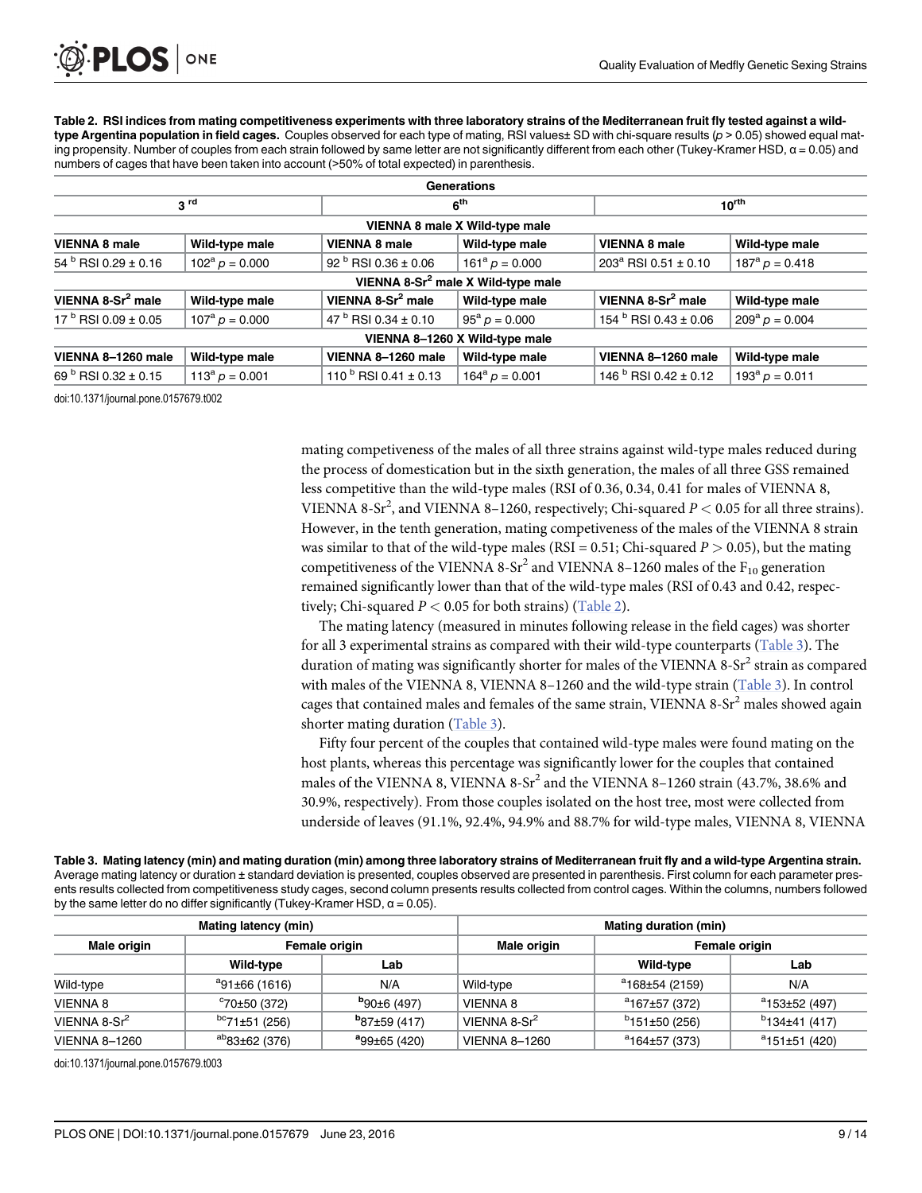**Table 2. RSI indices from mating competitiveness experiments with three laboratory strains of the Mediterranean fruit fly tested against a wild-type Argentina population in field cages.** Couples observed for each type of mating, RSI values± SD with chi-square results ($p > 0.05$) showed equal mating propensity. Number of couples from each strain followed by same letter are not significantly different from each other (Tukey-Kramer HSD, α = 0.05) and numbers of cages that have been taken into account (>50% of total expected) in parenthesis.

| Generations | | | | | |
|---|---|---|---|---|---|
| 3 rd | | 6th | | 10rth | |
| **VIENNA 8 male X Wild-type male** | | | | | |
| VIENNA 8 male | Wild-type male | VIENNA 8 male | Wild-type male | VIENNA 8 male | Wild-type male |
| 54 b RSI 0.29 ± 0.16 | 102a $p = 0.000$ | 92 b RSI 0.36 ± 0.06 | 161a $p = 0.000$ | 203a RSI 0.51 ± 0.10 | 187a $p = 0.418$ |
| **VIENNA 8-Sr$^2$ male X Wild-type male** | | | | | |
| VIENNA 8-Sr$^2$ male | Wild-type male | VIENNA 8-Sr$^2$ male | Wild-type male | VIENNA 8-Sr$^2$ male | Wild-type male |
| 17 b RSI 0.09 ± 0.05 | 107a $p = 0.000$ | 47 b RSI 0.34 ± 0.10 | 95a $p = 0.000$ | 154 b RSI 0.43 ± 0.06 | 209a $p = 0.004$ |
| **VIENNA 8–1260 X Wild-type male** | | | | | |
| VIENNA 8–1260 male | Wild-type male | VIENNA 8–1260 male | Wild-type male | VIENNA 8–1260 male | Wild-type male |
| 69 b RSI 0.32 ± 0.15 | 113a $p = 0.001$ | 110 b RSI 0.41 ± 0.13 | 164a $p = 0.001$ | 146 b RSI 0.42 ± 0.12 | 193a $p = 0.011$ |

doi:10.1371/journal.pone.0157679.t002

mating competiveness of the males of all three strains against wild-type males reduced during the process of domestication but in the sixth generation, the males of all three GSS remained less competitive than the wild-type males (RSI of 0.36, 0.34, 0.41 for males of VIENNA 8, VIENNA 8-Sr$^2$, and VIENNA 8–1260, respectively; Chi-squared $P < 0.05$ for all three strains). However, in the tenth generation, mating competiveness of the males of the VIENNA 8 strain was similar to that of the wild-type males (RSI = 0.51; Chi-squared $P > 0.05$), but the mating competitiveness of the VIENNA 8-Sr$^2$ and VIENNA 8–1260 males of the $F_{10}$ generation remained significantly lower than that of the wild-type males (RSI of 0.43 and 0.42, respectively; Chi-squared $P < 0.05$ for both strains) (Table 2).

The mating latency (measured in minutes following release in the field cages) was shorter for all 3 experimental strains as compared with their wild-type counterparts (Table 3). The duration of mating was significantly shorter for males of the VIENNA 8-Sr$^2$ strain as compared with males of the VIENNA 8, VIENNA 8–1260 and the wild-type strain (Table 3). In control cages that contained males and females of the same strain, VIENNA 8-Sr$^2$ males showed again shorter mating duration (Table 3).

Fifty four percent of the couples that contained wild-type males were found mating on the host plants, whereas this percentage was significantly lower for the couples that contained males of the VIENNA 8, VIENNA 8-Sr$^2$ and the VIENNA 8–1260 strain (43.7%, 38.6% and 30.9%, respectively). From those couples isolated on the host tree, most were collected from underside of leaves (91.1%, 92.4%, 94.9% and 88.7% for wild-type males, VIENNA 8, VIENNA

**Table 3. Mating latency (min) and mating duration (min) among three laboratory strains of Mediterranean fruit fly and a wild-type Argentina strain.** Average mating latency or duration ± standard deviation is presented, couples observed are presented in parenthesis. First column for each parameter presents results collected from competitiveness study cages, second column presents results collected from control cages. Within the columns, numbers followed by the same letter do no differ significantly (Tukey-Kramer HSD, α = 0.05).

| Mating latency (min) | | | Mating duration (min) | | |
|---|---|---|---|---|---|
| Male origin | Female origin | | Male origin | Female origin | |
| | Wild-type | Lab | | Wild-type | Lab |
| Wild-type | a91±66 (1616) | N/A | Wild-type | a168±54 (2159) | N/A |
| VIENNA 8 | c70±50 (372) | b90±6 (497) | VIENNA 8 | a167±57 (372) | a153±52 (497) |
| VIENNA 8-Sr$^2$ | bc71±51 (256) | b87±59 (417) | VIENNA 8-Sr$^2$ | b151±50 (256) | b134±41 (417) |
| VIENNA 8–1260 | ab83±62 (376) | a99±65 (420) | VIENNA 8–1260 | a164±57 (373) | a151±51 (420) |

doi:10.1371/journal.pone.0157679.t003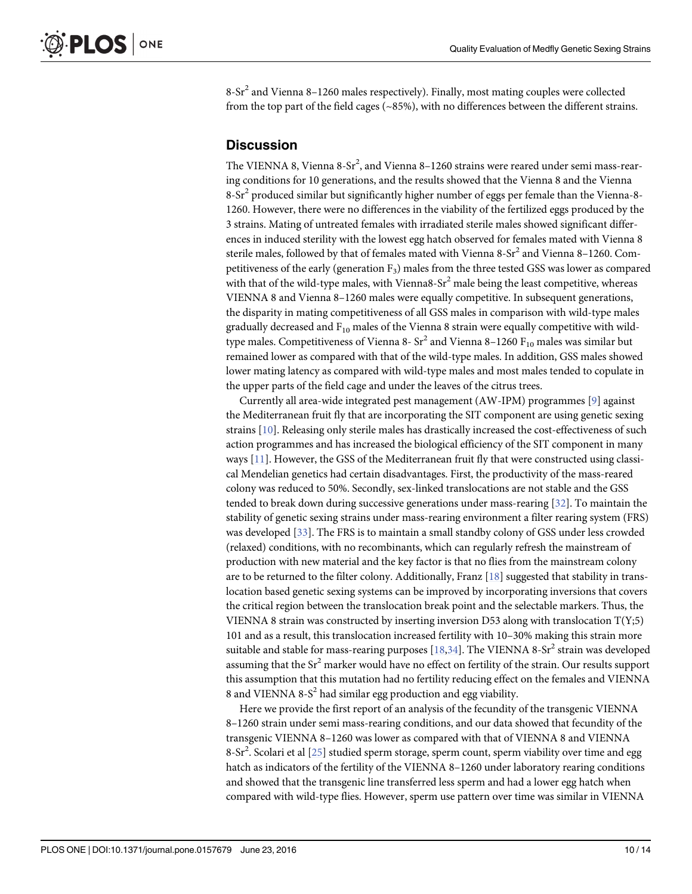8-Sr$^2$ and Vienna 8–1260 males respectively). Finally, most mating couples were collected from the top part of the field cages (~85%), with no differences between the different strains.

## Discussion

The VIENNA 8, Vienna 8-Sr$^2$, and Vienna 8–1260 strains were reared under semi mass-rearing conditions for 10 generations, and the results showed that the Vienna 8 and the Vienna 8-Sr$^2$ produced similar but significantly higher number of eggs per female than the Vienna-8-1260. However, there were no differences in the viability of the fertilized eggs produced by the 3 strains. Mating of untreated females with irradiated sterile males showed significant differences in induced sterility with the lowest egg hatch observed for females mated with Vienna 8 sterile males, followed by that of females mated with Vienna 8-Sr$^2$ and Vienna 8–1260. Competitiveness of the early (generation $F_3$) males from the three tested GSS was lower as compared with that of the wild-type males, with Vienna8-Sr$^2$ male being the least competitive, whereas VIENNA 8 and Vienna 8–1260 males were equally competitive. In subsequent generations, the disparity in mating competitiveness of all GSS males in comparison with wild-type males gradually decreased and $F_{10}$ males of the Vienna 8 strain were equally competitive with wild-type males. Competitiveness of Vienna 8- Sr$^2$ and Vienna 8–1260 $F_{10}$ males was similar but remained lower as compared with that of the wild-type males. In addition, GSS males showed lower mating latency as compared with wild-type males and most males tended to copulate in the upper parts of the field cage and under the leaves of the citrus trees.

Currently all area-wide integrated pest management (AW-IPM) programmes [9] against the Mediterranean fruit fly that are incorporating the SIT component are using genetic sexing strains [10]. Releasing only sterile males has drastically increased the cost-effectiveness of such action programmes and has increased the biological efficiency of the SIT component in many ways [11]. However, the GSS of the Mediterranean fruit fly that were constructed using classical Mendelian genetics had certain disadvantages. First, the productivity of the mass-reared colony was reduced to 50%. Secondly, sex-linked translocations are not stable and the GSS tended to break down during successive generations under mass-rearing [32]. To maintain the stability of genetic sexing strains under mass-rearing environment a filter rearing system (FRS) was developed [33]. The FRS is to maintain a small standby colony of GSS under less crowded (relaxed) conditions, with no recombinants, which can regularly refresh the mainstream of production with new material and the key factor is that no flies from the mainstream colony are to be returned to the filter colony. Additionally, Franz [18] suggested that stability in translocation based genetic sexing systems can be improved by incorporating inversions that covers the critical region between the translocation break point and the selectable markers. Thus, the VIENNA 8 strain was constructed by inserting inversion D53 along with translocation T(Y;5) 101 and as a result, this translocation increased fertility with 10–30% making this strain more suitable and stable for mass-rearing purposes [18,34]. The VIENNA 8-Sr$^2$ strain was developed assuming that the Sr$^2$ marker would have no effect on fertility of the strain. Our results support this assumption that this mutation had no fertility reducing effect on the females and VIENNA 8 and VIENNA 8-S$^2$ had similar egg production and egg viability.

Here we provide the first report of an analysis of the fecundity of the transgenic VIENNA 8–1260 strain under semi mass-rearing conditions, and our data showed that fecundity of the transgenic VIENNA 8–1260 was lower as compared with that of VIENNA 8 and VIENNA 8-Sr$^2$. Scolari et al [25] studied sperm storage, sperm count, sperm viability over time and egg hatch as indicators of the fertility of the VIENNA 8–1260 under laboratory rearing conditions and showed that the transgenic line transferred less sperm and had a lower egg hatch when compared with wild-type flies. However, sperm use pattern over time was similar in VIENNA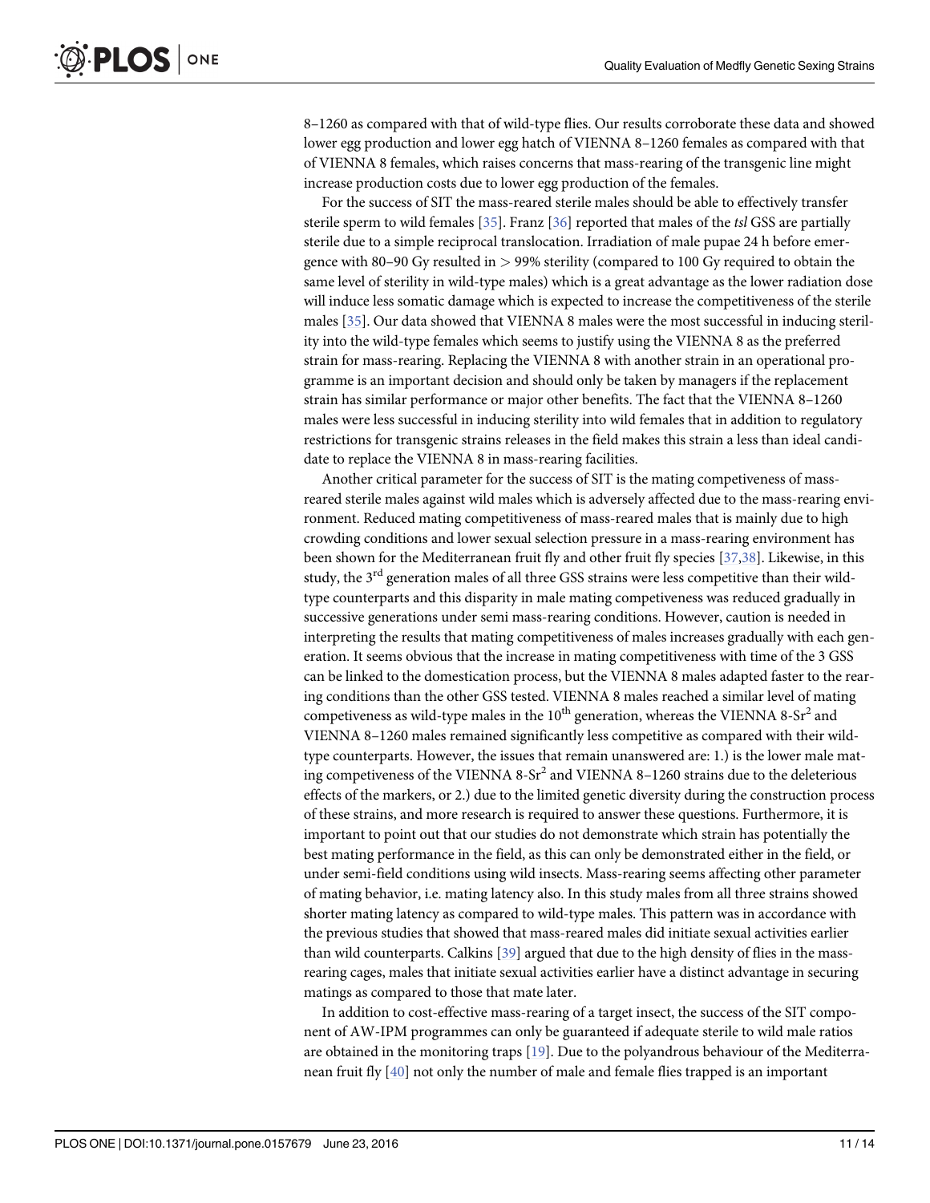8–1260 as compared with that of wild-type flies. Our results corroborate these data and showed lower egg production and lower egg hatch of VIENNA 8–1260 females as compared with that of VIENNA 8 females, which raises concerns that mass-rearing of the transgenic line might increase production costs due to lower egg production of the females.

For the success of SIT the mass-reared sterile males should be able to effectively transfer sterile sperm to wild females [35]. Franz [36] reported that males of the *tsl* GSS are partially sterile due to a simple reciprocal translocation. Irradiation of male pupae 24 h before emergence with 80–90 Gy resulted in > 99% sterility (compared to 100 Gy required to obtain the same level of sterility in wild-type males) which is a great advantage as the lower radiation dose will induce less somatic damage which is expected to increase the competitiveness of the sterile males [35]. Our data showed that VIENNA 8 males were the most successful in inducing sterility into the wild-type females which seems to justify using the VIENNA 8 as the preferred strain for mass-rearing. Replacing the VIENNA 8 with another strain in an operational programme is an important decision and should only be taken by managers if the replacement strain has similar performance or major other benefits. The fact that the VIENNA 8–1260 males were less successful in inducing sterility into wild females that in addition to regulatory restrictions for transgenic strains releases in the field makes this strain a less than ideal candidate to replace the VIENNA 8 in mass-rearing facilities.

Another critical parameter for the success of SIT is the mating competiveness of mass-reared sterile males against wild males which is adversely affected due to the mass-rearing environment. Reduced mating competitiveness of mass-reared males that is mainly due to high crowding conditions and lower sexual selection pressure in a mass-rearing environment has been shown for the Mediterranean fruit fly and other fruit fly species [37,38]. Likewise, in this study, the 3rd generation males of all three GSS strains were less competitive than their wild-type counterparts and this disparity in male mating competiveness was reduced gradually in successive generations under semi mass-rearing conditions. However, caution is needed in interpreting the results that mating competitiveness of males increases gradually with each generation. It seems obvious that the increase in mating competitiveness with time of the 3 GSS can be linked to the domestication process, but the VIENNA 8 males adapted faster to the rearing conditions than the other GSS tested. VIENNA 8 males reached a similar level of mating competiveness as wild-type males in the 10th generation, whereas the VIENNA 8-$Sr^2$ and VIENNA 8–1260 males remained significantly less competitive as compared with their wild-type counterparts. However, the issues that remain unanswered are: 1.) is the lower male mating competiveness of the VIENNA 8-$Sr^2$ and VIENNA 8–1260 strains due to the deleterious effects of the markers, or 2.) due to the limited genetic diversity during the construction process of these strains, and more research is required to answer these questions. Furthermore, it is important to point out that our studies do not demonstrate which strain has potentially the best mating performance in the field, as this can only be demonstrated either in the field, or under semi-field conditions using wild insects. Mass-rearing seems affecting other parameter of mating behavior, i.e. mating latency also. In this study males from all three strains showed shorter mating latency as compared to wild-type males. This pattern was in accordance with the previous studies that showed that mass-reared males did initiate sexual activities earlier than wild counterparts. Calkins [39] argued that due to the high density of flies in the mass-rearing cages, males that initiate sexual activities earlier have a distinct advantage in securing matings as compared to those that mate later.

In addition to cost-effective mass-rearing of a target insect, the success of the SIT component of AW-IPM programmes can only be guaranteed if adequate sterile to wild male ratios are obtained in the monitoring traps [19]. Due to the polyandrous behaviour of the Mediterranean fruit fly [40] not only the number of male and female flies trapped is an important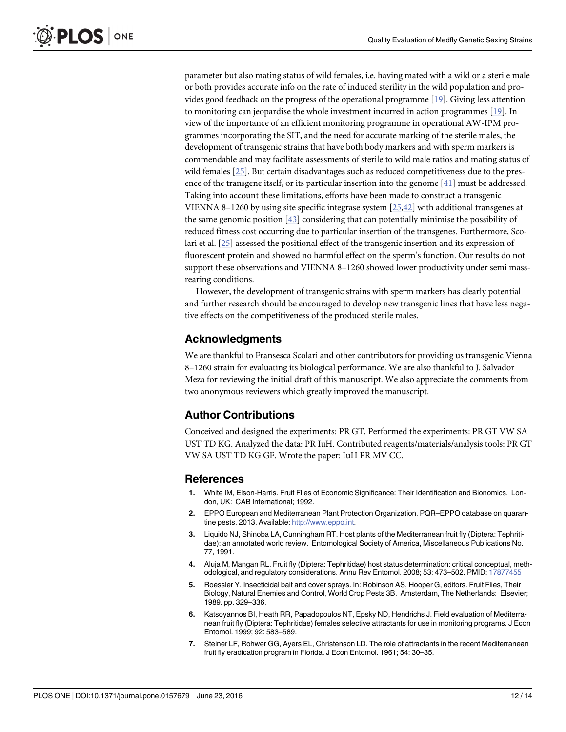parameter but also mating status of wild females, i.e. having mated with a wild or a sterile male or both provides accurate info on the rate of induced sterility in the wild population and provides good feedback on the progress of the operational programme [19]. Giving less attention to monitoring can jeopardise the whole investment incurred in action programmes [19]. In view of the importance of an efficient monitoring programme in operational AW-IPM programmes incorporating the SIT, and the need for accurate marking of the sterile males, the development of transgenic strains that have both body markers and with sperm markers is commendable and may facilitate assessments of sterile to wild male ratios and mating status of wild females [25]. But certain disadvantages such as reduced competitiveness due to the presence of the transgene itself, or its particular insertion into the genome [41] must be addressed. Taking into account these limitations, efforts have been made to construct a transgenic VIENNA 8–1260 by using site specific integrase system [25,42] with additional transgenes at the same genomic position [43] considering that can potentially minimise the possibility of reduced fitness cost occurring due to particular insertion of the transgenes. Furthermore, Scolari et al. [25] assessed the positional effect of the transgenic insertion and its expression of fluorescent protein and showed no harmful effect on the sperm's function. Our results do not support these observations and VIENNA 8–1260 showed lower productivity under semi mass-rearing conditions.

However, the development of transgenic strains with sperm markers has clearly potential and further research should be encouraged to develop new transgenic lines that have less negative effects on the competitiveness of the produced sterile males.

## Acknowledgments

We are thankful to Fransesca Scolari and other contributors for providing us transgenic Vienna 8–1260 strain for evaluating its biological performance. We are also thankful to J. Salvador Meza for reviewing the initial draft of this manuscript. We also appreciate the comments from two anonymous reviewers which greatly improved the manuscript.

## Author Contributions

Conceived and designed the experiments: PR GT. Performed the experiments: PR GT VW SA UST TD KG. Analyzed the data: PR IuH. Contributed reagents/materials/analysis tools: PR GT VW SA UST TD KG GF. Wrote the paper: IuH PR MV CC.

## References

1. White IM, Elson-Harris. Fruit Flies of Economic Significance: Their Identification and Bionomics. London, UK: CAB International; 1992.
2. EPPO European and Mediterranean Plant Protection Organization. PQR–EPPO database on quarantine pests. 2013. Available: http://www.eppo.int.
3. Liquido NJ, Shinoba LA, Cunningham RT. Host plants of the Mediterranean fruit fly (Diptera: Tephritidae): an annotated world review. Entomological Society of America, Miscellaneous Publications No. 77, 1991.
4. Aluja M, Mangan RL. Fruit fly (Diptera: Tephritidae) host status determination: critical conceptual, methodological, and regulatory considerations. Annu Rev Entomol. 2008; 53: 473–502. PMID: 17877455
5. Roessler Y. Insecticidal bait and cover sprays. In: Robinson AS, Hooper G, editors. Fruit Flies, Their Biology, Natural Enemies and Control, World Crop Pests 3B. Amsterdam, The Netherlands: Elsevier; 1989. pp. 329–336.
6. Katsoyannos BI, Heath RR, Papadopoulos NT, Epsky ND, Hendrichs J. Field evaluation of Mediterranean fruit fly (Diptera: Tephritidae) females selective attractants for use in monitoring programs. J Econ Entomol. 1999; 92: 583–589.
7. Steiner LF, Rohwer GG, Ayers EL, Christenson LD. The role of attractants in the recent Mediterranean fruit fly eradication program in Florida. J Econ Entomol. 1961; 54: 30–35.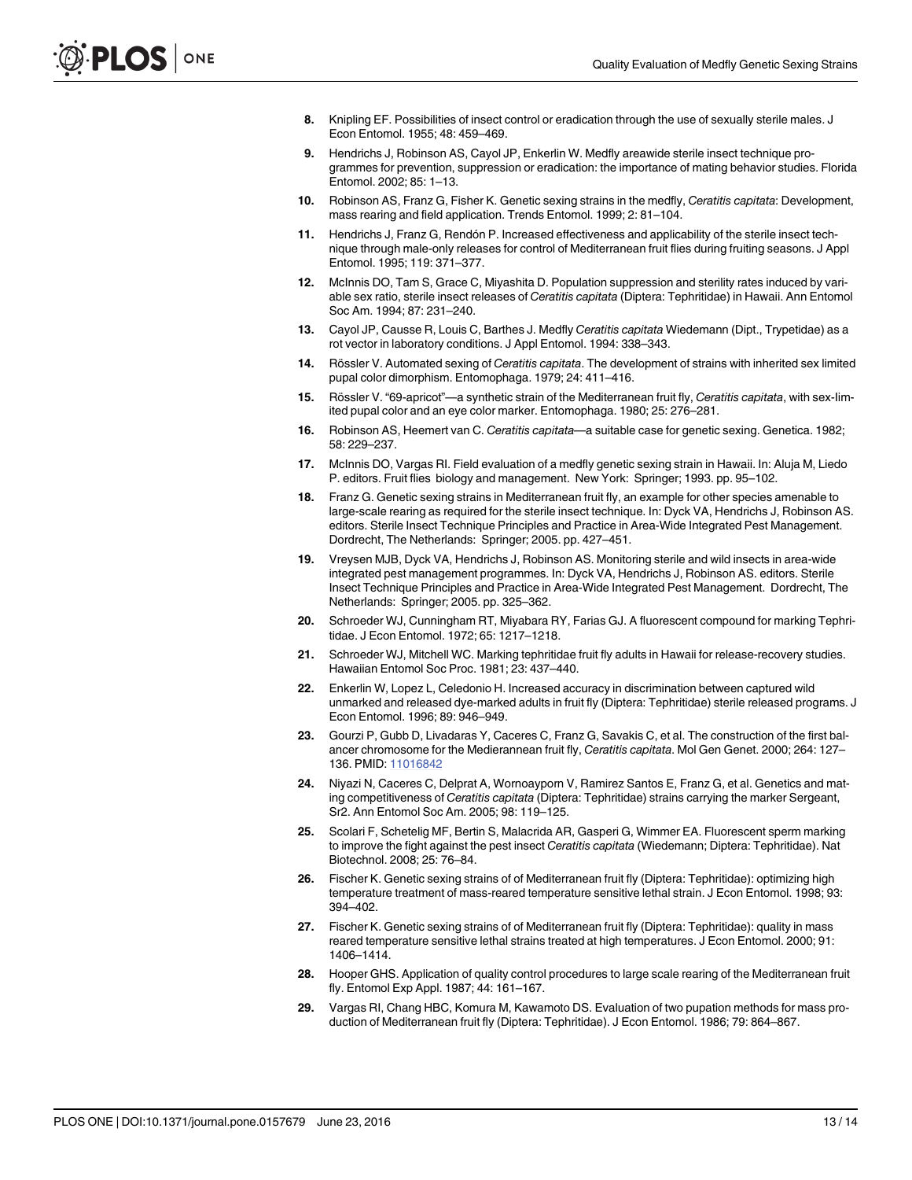8. Knipling EF. Possibilities of insect control or eradication through the use of sexually sterile males. J Econ Entomol. 1955; 48: 459–469.
9. Hendrichs J, Robinson AS, Cayol JP, Enkerlin W. Medfly areawide sterile insect technique programmes for prevention, suppression or eradication: the importance of mating behavior studies. Florida Entomol. 2002; 85: 1–13.
10. Robinson AS, Franz G, Fisher K. Genetic sexing strains in the medfly, *Ceratitis capitata*: Development, mass rearing and field application. Trends Entomol. 1999; 2: 81–104.
11. Hendrichs J, Franz G, Rendón P. Increased effectiveness and applicability of the sterile insect technique through male-only releases for control of Mediterranean fruit flies during fruiting seasons. J Appl Entomol. 1995; 119: 371–377.
12. McInnis DO, Tam S, Grace C, Miyashita D. Population suppression and sterility rates induced by variable sex ratio, sterile insect releases of *Ceratitis capitata* (Diptera: Tephritidae) in Hawaii. Ann Entomol Soc Am. 1994; 87: 231–240.
13. Cayol JP, Causse R, Louis C, Barthes J. Medfly *Ceratitis capitata* Wiedemann (Dipt., Trypetidae) as a rot vector in laboratory conditions. J Appl Entomol. 1994: 338–343.
14. Rössler V. Automated sexing of *Ceratitis capitata*. The development of strains with inherited sex limited pupal color dimorphism. Entomophaga. 1979; 24: 411–416.
15. Rössler V. "69-apricot"—a synthetic strain of the Mediterranean fruit fly, *Ceratitis capitata*, with sex-limited pupal color and an eye color marker. Entomophaga. 1980; 25: 276–281.
16. Robinson AS, Heemert van C. *Ceratitis capitata*—a suitable case for genetic sexing. Genetica. 1982; 58: 229–237.
17. McInnis DO, Vargas RI. Field evaluation of a medfly genetic sexing strain in Hawaii. In: Aluja M, Liedo P. editors. Fruit flies biology and management. New York: Springer; 1993. pp. 95–102.
18. Franz G. Genetic sexing strains in Mediterranean fruit fly, an example for other species amenable to large-scale rearing as required for the sterile insect technique. In: Dyck VA, Hendrichs J, Robinson AS. editors. Sterile Insect Technique Principles and Practice in Area-Wide Integrated Pest Management. Dordrecht, The Netherlands: Springer; 2005. pp. 427–451.
19. Vreysen MJB, Dyck VA, Hendrichs J, Robinson AS. Monitoring sterile and wild insects in area-wide integrated pest management programmes. In: Dyck VA, Hendrichs J, Robinson AS. editors. Sterile Insect Technique Principles and Practice in Area-Wide Integrated Pest Management. Dordrecht, The Netherlands: Springer; 2005. pp. 325–362.
20. Schroeder WJ, Cunningham RT, Miyabara RY, Farias GJ. A fluorescent compound for marking Tephritidae. J Econ Entomol. 1972; 65: 1217–1218.
21. Schroeder WJ, Mitchell WC. Marking tephritidae fruit fly adults in Hawaii for release-recovery studies. Hawaiian Entomol Soc Proc. 1981; 23: 437–440.
22. Enkerlin W, Lopez L, Celedonio H. Increased accuracy in discrimination between captured wild unmarked and released dye-marked adults in fruit fly (Diptera: Tephritidae) sterile released programs. J Econ Entomol. 1996; 89: 946–949.
23. Gourzi P, Gubb D, Livadaras Y, Caceres C, Franz G, Savakis C, et al. The construction of the first balancer chromosome for the Medierannean fruit fly, *Ceratitis capitata*. Mol Gen Genet. 2000; 264: 127–136. PMID: 11016842
24. Niyazi N, Caceres C, Delprat A, Wornoayporn V, Ramirez Santos E, Franz G, et al. Genetics and mating competitiveness of *Ceratitis capitata* (Diptera: Tephritidae) strains carrying the marker Sergeant, Sr2. Ann Entomol Soc Am. 2005; 98: 119–125.
25. Scolari F, Schetelig MF, Bertin S, Malacrida AR, Gasperi G, Wimmer EA. Fluorescent sperm marking to improve the fight against the pest insect *Ceratitis capitata* (Wiedemann; Diptera: Tephritidae). Nat Biotechnol. 2008; 25: 76–84.
26. Fischer K. Genetic sexing strains of of Mediterranean fruit fly (Diptera: Tephritidae): optimizing high temperature treatment of mass-reared temperature sensitive lethal strain. J Econ Entomol. 1998; 93: 394–402.
27. Fischer K. Genetic sexing strains of of Mediterranean fruit fly (Diptera: Tephritidae): quality in mass reared temperature sensitive lethal strains treated at high temperatures. J Econ Entomol. 2000; 91: 1406–1414.
28. Hooper GHS. Application of quality control procedures to large scale rearing of the Mediterranean fruit fly. Entomol Exp Appl. 1987; 44: 161–167.
29. Vargas RI, Chang HBC, Komura M, Kawamoto DS. Evaluation of two pupation methods for mass production of Mediterranean fruit fly (Diptera: Tephritidae). J Econ Entomol. 1986; 79: 864–867.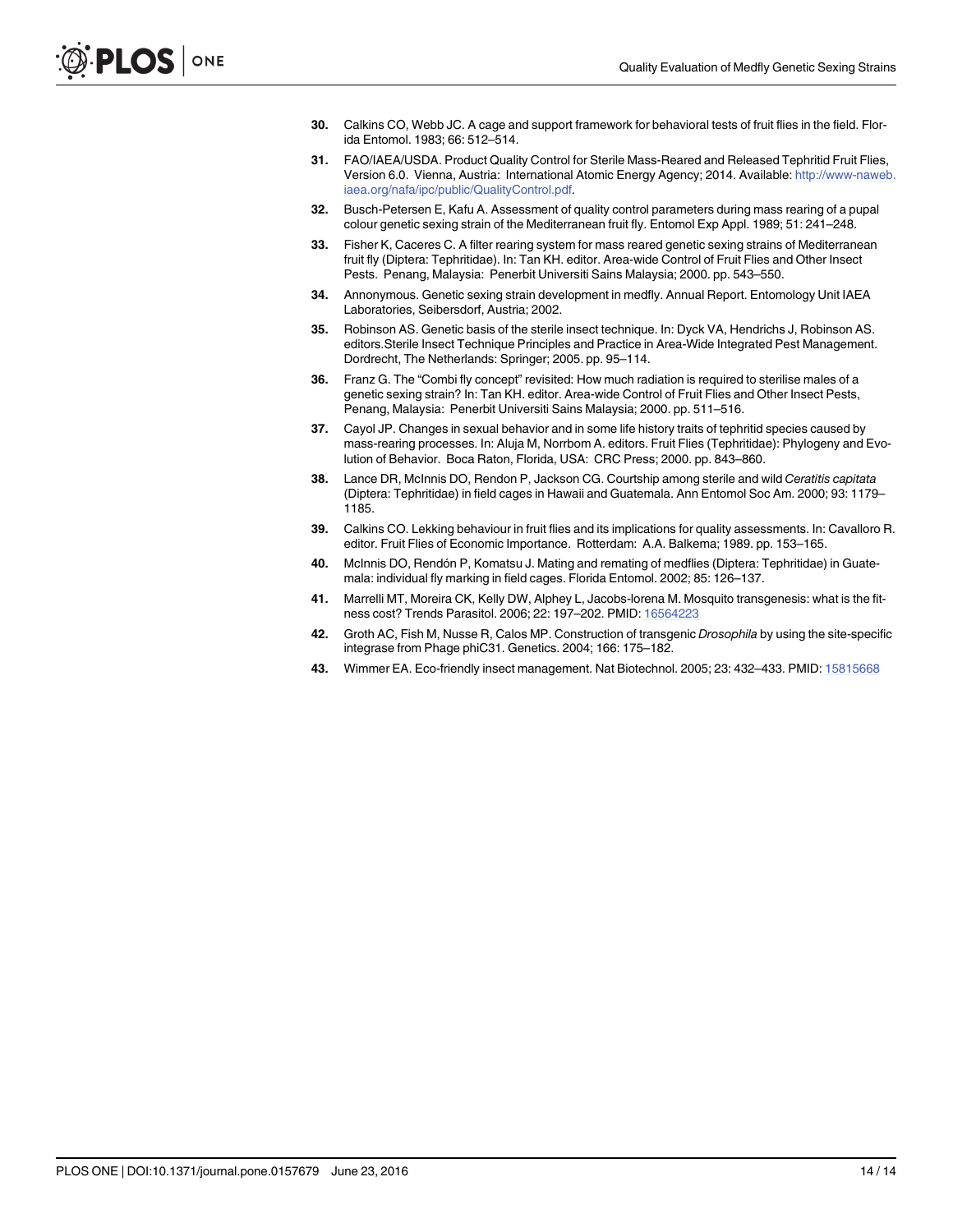30. Calkins CO, Webb JC. A cage and support framework for behavioral tests of fruit flies in the field. Florida Entomol. 1983; 66: 512–514.
31. FAO/IAEA/USDA. Product Quality Control for Sterile Mass-Reared and Released Tephritid Fruit Flies, Version 6.0. Vienna, Austria: International Atomic Energy Agency; 2014. Available: http://www-naweb.iaea.org/nafa/ipc/public/QualityControl.pdf.
32. Busch-Petersen E, Kafu A. Assessment of quality control parameters during mass rearing of a pupal colour genetic sexing strain of the Mediterranean fruit fly. Entomol Exp Appl. 1989; 51: 241–248.
33. Fisher K, Caceres C. A filter rearing system for mass reared genetic sexing strains of Mediterranean fruit fly (Diptera: Tephritidae). In: Tan KH. editor. Area-wide Control of Fruit Flies and Other Insect Pests. Penang, Malaysia: Penerbit Universiti Sains Malaysia; 2000. pp. 543–550.
34. Annonymous. Genetic sexing strain development in medfly. Annual Report. Entomology Unit IAEA Laboratories, Seibersdorf, Austria; 2002.
35. Robinson AS. Genetic basis of the sterile insect technique. In: Dyck VA, Hendrichs J, Robinson AS. editors.Sterile Insect Technique Principles and Practice in Area-Wide Integrated Pest Management. Dordrecht, The Netherlands: Springer; 2005. pp. 95–114.
36. Franz G. The "Combi fly concept" revisited: How much radiation is required to sterilise males of a genetic sexing strain? In: Tan KH. editor. Area-wide Control of Fruit Flies and Other Insect Pests, Penang, Malaysia: Penerbit Universiti Sains Malaysia; 2000. pp. 511–516.
37. Cayol JP. Changes in sexual behavior and in some life history traits of tephritid species caused by mass-rearing processes. In: Aluja M, Norrbom A. editors. Fruit Flies (Tephritidae): Phylogeny and Evolution of Behavior. Boca Raton, Florida, USA: CRC Press; 2000. pp. 843–860.
38. Lance DR, McInnis DO, Rendon P, Jackson CG. Courtship among sterile and wild *Ceratitis capitata* (Diptera: Tephritidae) in field cages in Hawaii and Guatemala. Ann Entomol Soc Am. 2000; 93: 1179–1185.
39. Calkins CO. Lekking behaviour in fruit flies and its implications for quality assessments. In: Cavalloro R. editor. Fruit Flies of Economic Importance. Rotterdam: A.A. Balkema; 1989. pp. 153–165.
40. McInnis DO, Rendón P, Komatsu J. Mating and remating of medflies (Diptera: Tephritidae) in Guatemala: individual fly marking in field cages. Florida Entomol. 2002; 85: 126–137.
41. Marrelli MT, Moreira CK, Kelly DW, Alphey L, Jacobs-lorena M. Mosquito transgenesis: what is the fitness cost? Trends Parasitol. 2006; 22: 197–202. PMID: 16564223
42. Groth AC, Fish M, Nusse R, Calos MP. Construction of transgenic *Drosophila* by using the site-specific integrase from Phage phiC31. Genetics. 2004; 166: 175–182.
43. Wimmer EA. Eco-friendly insect management. Nat Biotechnol. 2005; 23: 432–433. PMID: 15815668